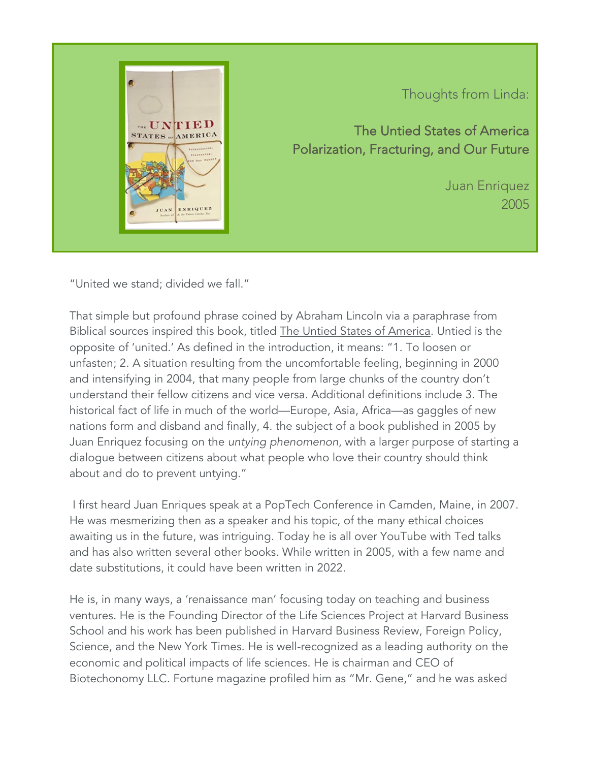Thoughts from Linda:

# The Untied States of America
## Polarization, Fracturing, and Our Future

Juan Enriquez
2005

"United we stand; divided we fall."

That simple but profound phrase coined by Abraham Lincoln via a paraphrase from Biblical sources inspired this book, titled The Untied States of America. Untied is the opposite of 'united.' As defined in the introduction, it means: "1. To loosen or unfasten; 2. A situation resulting from the uncomfortable feeling, beginning in 2000 and intensifying in 2004, that many people from large chunks of the country don't understand their fellow citizens and vice versa. Additional definitions include 3. The historical fact of life in much of the world—Europe, Asia, Africa—as gaggles of new nations form and disband and finally, 4. the subject of a book published in 2005 by Juan Enriquez focusing on the *untying phenomenon*, with a larger purpose of starting a dialogue between citizens about what people who love their country should think about and do to prevent untying."

I first heard Juan Enriques speak at a PopTech Conference in Camden, Maine, in 2007. He was mesmerizing then as a speaker and his topic, of the many ethical choices awaiting us in the future, was intriguing. Today he is all over YouTube with Ted talks and has also written several other books. While written in 2005, with a few name and date substitutions, it could have been written in 2022.

He is, in many ways, a 'renaissance man' focusing today on teaching and business ventures. He is the Founding Director of the Life Sciences Project at Harvard Business School and his work has been published in Harvard Business Review, Foreign Policy, Science, and the New York Times. He is well-recognized as a leading authority on the economic and political impacts of life sciences. He is chairman and CEO of Biotechonomy LLC. Fortune magazine profiled him as "Mr. Gene," and he was asked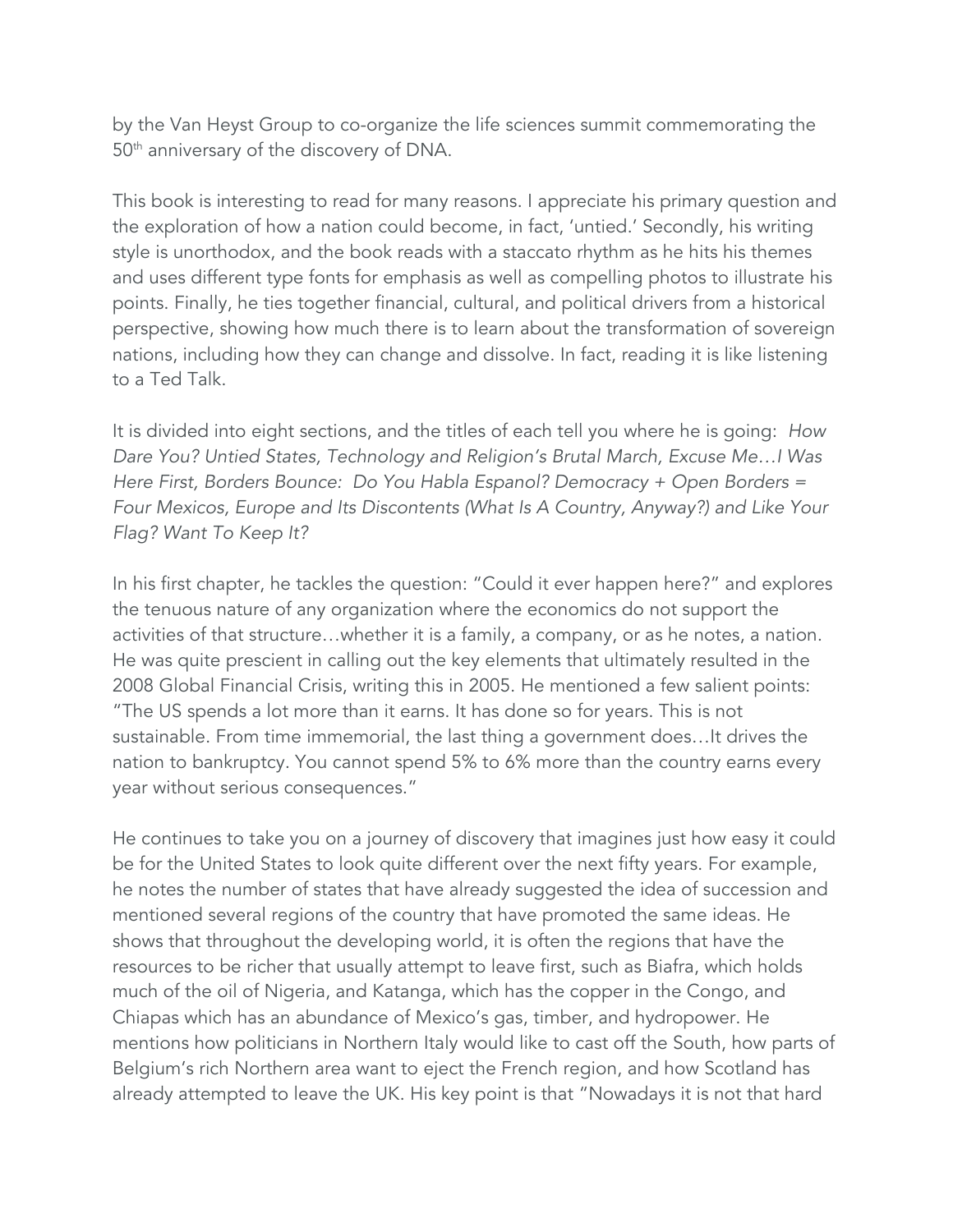by the Van Heyst Group to co-organize the life sciences summit commemorating the 50th anniversary of the discovery of DNA.

This book is interesting to read for many reasons. I appreciate his primary question and the exploration of how a nation could become, in fact, 'untied.' Secondly, his writing style is unorthodox, and the book reads with a staccato rhythm as he hits his themes and uses different type fonts for emphasis as well as compelling photos to illustrate his points. Finally, he ties together financial, cultural, and political drivers from a historical perspective, showing how much there is to learn about the transformation of sovereign nations, including how they can change and dissolve. In fact, reading it is like listening to a Ted Talk.

It is divided into eight sections, and the titles of each tell you where he is going: *How Dare You? Untied States, Technology and Religion's Brutal March, Excuse Me…I Was Here First, Borders Bounce: Do You Habla Espanol? Democracy + Open Borders = Four Mexicos, Europe and Its Discontents (What Is A Country, Anyway?) and Like Your Flag? Want To Keep It?*

In his first chapter, he tackles the question: "Could it ever happen here?" and explores the tenuous nature of any organization where the economics do not support the activities of that structure…whether it is a family, a company, or as he notes, a nation. He was quite prescient in calling out the key elements that ultimately resulted in the 2008 Global Financial Crisis, writing this in 2005. He mentioned a few salient points: "The US spends a lot more than it earns. It has done so for years. This is not sustainable. From time immemorial, the last thing a government does…It drives the nation to bankruptcy. You cannot spend 5% to 6% more than the country earns every year without serious consequences."

He continues to take you on a journey of discovery that imagines just how easy it could be for the United States to look quite different over the next fifty years. For example, he notes the number of states that have already suggested the idea of succession and mentioned several regions of the country that have promoted the same ideas. He shows that throughout the developing world, it is often the regions that have the resources to be richer that usually attempt to leave first, such as Biafra, which holds much of the oil of Nigeria, and Katanga, which has the copper in the Congo, and Chiapas which has an abundance of Mexico's gas, timber, and hydropower. He mentions how politicians in Northern Italy would like to cast off the South, how parts of Belgium's rich Northern area want to eject the French region, and how Scotland has already attempted to leave the UK. His key point is that "Nowadays it is not that hard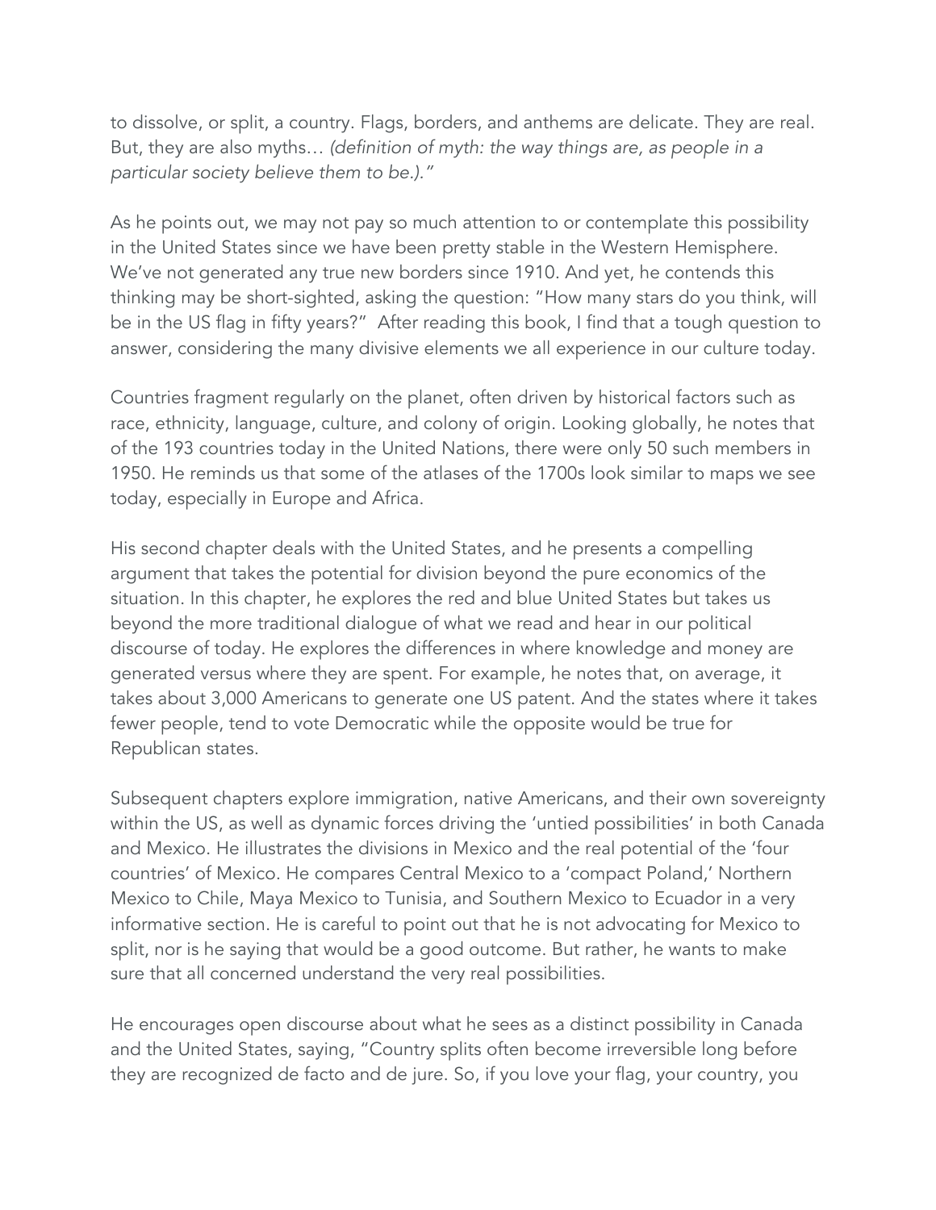to dissolve, or split, a country. Flags, borders, and anthems are delicate. They are real. But, they are also myths… *(definition of myth: the way things are, as people in a particular society believe them to be.).*"

As he points out, we may not pay so much attention to or contemplate this possibility in the United States since we have been pretty stable in the Western Hemisphere. We've not generated any true new borders since 1910. And yet, he contends this thinking may be short-sighted, asking the question: "How many stars do you think, will be in the US flag in fifty years?" After reading this book, I find that a tough question to answer, considering the many divisive elements we all experience in our culture today.

Countries fragment regularly on the planet, often driven by historical factors such as race, ethnicity, language, culture, and colony of origin. Looking globally, he notes that of the 193 countries today in the United Nations, there were only 50 such members in 1950. He reminds us that some of the atlases of the 1700s look similar to maps we see today, especially in Europe and Africa.

His second chapter deals with the United States, and he presents a compelling argument that takes the potential for division beyond the pure economics of the situation. In this chapter, he explores the red and blue United States but takes us beyond the more traditional dialogue of what we read and hear in our political discourse of today. He explores the differences in where knowledge and money are generated versus where they are spent. For example, he notes that, on average, it takes about 3,000 Americans to generate one US patent. And the states where it takes fewer people, tend to vote Democratic while the opposite would be true for Republican states.

Subsequent chapters explore immigration, native Americans, and their own sovereignty within the US, as well as dynamic forces driving the 'untied possibilities' in both Canada and Mexico. He illustrates the divisions in Mexico and the real potential of the 'four countries' of Mexico. He compares Central Mexico to a 'compact Poland,' Northern Mexico to Chile, Maya Mexico to Tunisia, and Southern Mexico to Ecuador in a very informative section. He is careful to point out that he is not advocating for Mexico to split, nor is he saying that would be a good outcome. But rather, he wants to make sure that all concerned understand the very real possibilities.

He encourages open discourse about what he sees as a distinct possibility in Canada and the United States, saying, "Country splits often become irreversible long before they are recognized de facto and de jure. So, if you love your flag, your country, you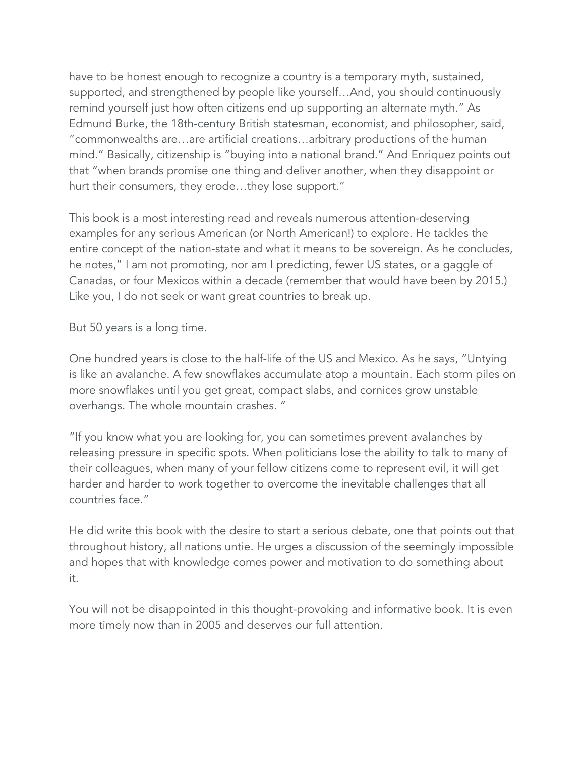have to be honest enough to recognize a country is a temporary myth, sustained, supported, and strengthened by people like yourself…And, you should continuously remind yourself just how often citizens end up supporting an alternate myth." As Edmund Burke, the 18th-century British statesman, economist, and philosopher, said, "commonwealths are…are artificial creations…arbitrary productions of the human mind." Basically, citizenship is "buying into a national brand." And Enriquez points out that "when brands promise one thing and deliver another, when they disappoint or hurt their consumers, they erode…they lose support."

This book is a most interesting read and reveals numerous attention-deserving examples for any serious American (or North American!) to explore. He tackles the entire concept of the nation-state and what it means to be sovereign. As he concludes, he notes," I am not promoting, nor am I predicting, fewer US states, or a gaggle of Canadas, or four Mexicos within a decade (remember that would have been by 2015.) Like you, I do not seek or want great countries to break up.

But 50 years is a long time.

One hundred years is close to the half-life of the US and Mexico. As he says, "Untying is like an avalanche. A few snowflakes accumulate atop a mountain. Each storm piles on more snowflakes until you get great, compact slabs, and cornices grow unstable overhangs. The whole mountain crashes. "

"If you know what you are looking for, you can sometimes prevent avalanches by releasing pressure in specific spots. When politicians lose the ability to talk to many of their colleagues, when many of your fellow citizens come to represent evil, it will get harder and harder to work together to overcome the inevitable challenges that all countries face."

He did write this book with the desire to start a serious debate, one that points out that throughout history, all nations untie. He urges a discussion of the seemingly impossible and hopes that with knowledge comes power and motivation to do something about it.

You will not be disappointed in this thought-provoking and informative book. It is even more timely now than in 2005 and deserves our full attention.